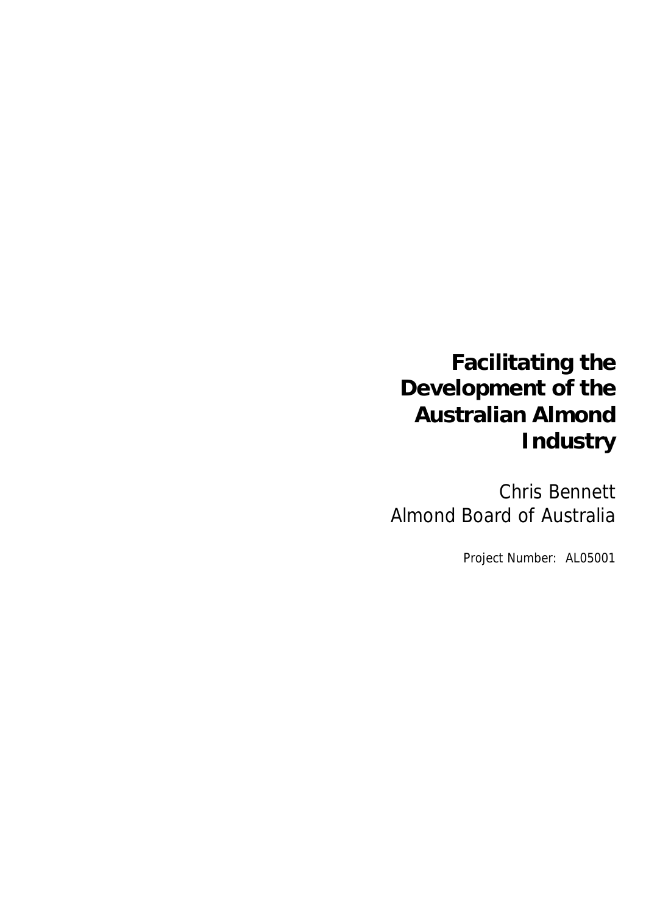# Facilitating the Development of the Australian Almond Industry

Chris Bennett
Almond Board of Australia

Project Number: AL05001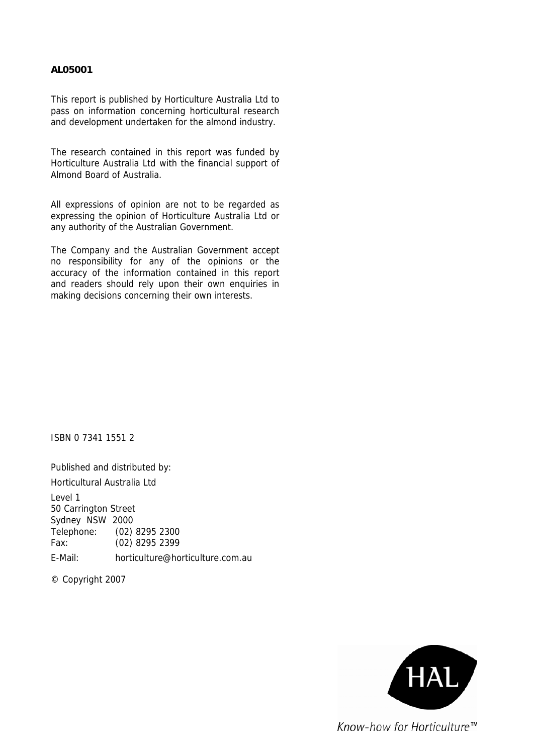**AL05001**

This report is published by Horticulture Australia Ltd to pass on information concerning horticultural research and development undertaken for the almond industry.

The research contained in this report was funded by Horticulture Australia Ltd with the financial support of Almond Board of Australia.

All expressions of opinion are not to be regarded as expressing the opinion of Horticulture Australia Ltd or any authority of the Australian Government.

The Company and the Australian Government accept no responsibility for any of the opinions or the accuracy of the information contained in this report and readers should rely upon their own enquiries in making decisions concerning their own interests.

ISBN 0 7341 1551 2

Published and distributed by:

Horticultural Australia Ltd

Level 1
50 Carrington Street
Sydney NSW 2000
Telephone: (02) 8295 2300
Fax: (02) 8295 2399

E-Mail: horticulture@horticulture.com.au

© Copyright 2007

HAL

*Know-how for Horticulture™*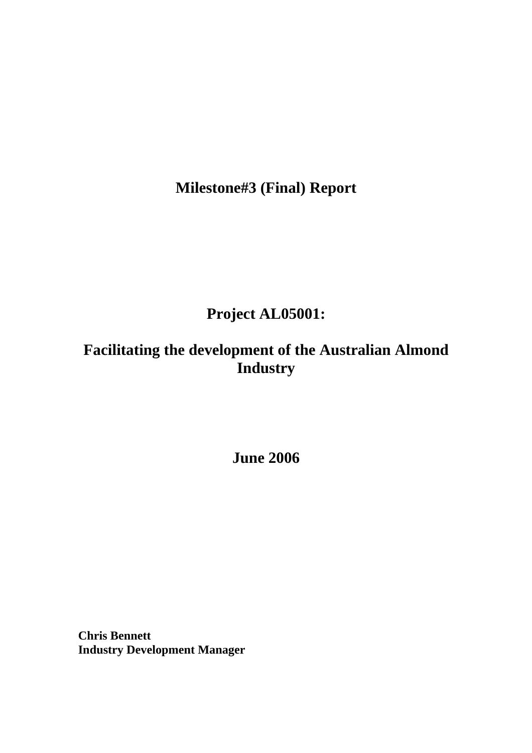# Milestone#3 (Final) Report

# Project AL05001:

# Facilitating the development of the Australian Almond Industry

**June 2006**

**Chris Bennett**
**Industry Development Manager**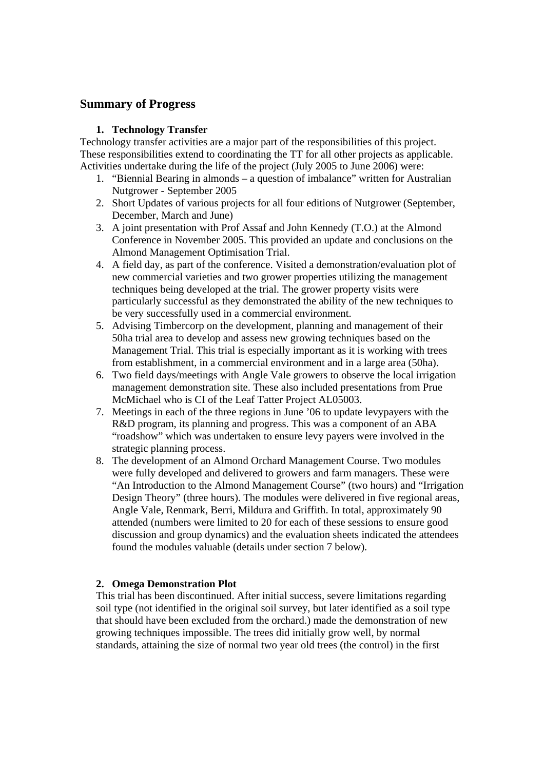## Summary of Progress

### 1. Technology Transfer

Technology transfer activities are a major part of the responsibilities of this project. These responsibilities extend to coordinating the TT for all other projects as applicable. Activities undertake during the life of the project (July 2005 to June 2006) were:

1. "Biennial Bearing in almonds – a question of imbalance" written for Australian Nutgrower - September 2005
2. Short Updates of various projects for all four editions of Nutgrower (September, December, March and June)
3. A joint presentation with Prof Assaf and John Kennedy (T.O.) at the Almond Conference in November 2005. This provided an update and conclusions on the Almond Management Optimisation Trial.
4. A field day, as part of the conference. Visited a demonstration/evaluation plot of new commercial varieties and two grower properties utilizing the management techniques being developed at the trial. The grower property visits were particularly successful as they demonstrated the ability of the new techniques to be very successfully used in a commercial environment.
5. Advising Timbercorp on the development, planning and management of their 50ha trial area to develop and assess new growing techniques based on the Management Trial. This trial is especially important as it is working with trees from establishment, in a commercial environment and in a large area (50ha).
6. Two field days/meetings with Angle Vale growers to observe the local irrigation management demonstration site. These also included presentations from Prue McMichael who is CI of the Leaf Tatter Project AL05003.
7. Meetings in each of the three regions in June '06 to update levypayers with the R&D program, its planning and progress. This was a component of an ABA "roadshow" which was undertaken to ensure levy payers were involved in the strategic planning process.
8. The development of an Almond Orchard Management Course. Two modules were fully developed and delivered to growers and farm managers. These were "An Introduction to the Almond Management Course" (two hours) and "Irrigation Design Theory" (three hours). The modules were delivered in five regional areas, Angle Vale, Renmark, Berri, Mildura and Griffith. In total, approximately 90 attended (numbers were limited to 20 for each of these sessions to ensure good discussion and group dynamics) and the evaluation sheets indicated the attendees found the modules valuable (details under section 7 below).

### 2. Omega Demonstration Plot

This trial has been discontinued. After initial success, severe limitations regarding soil type (not identified in the original soil survey, but later identified as a soil type that should have been excluded from the orchard.) made the demonstration of new growing techniques impossible. The trees did initially grow well, by normal standards, attaining the size of normal two year old trees (the control) in the first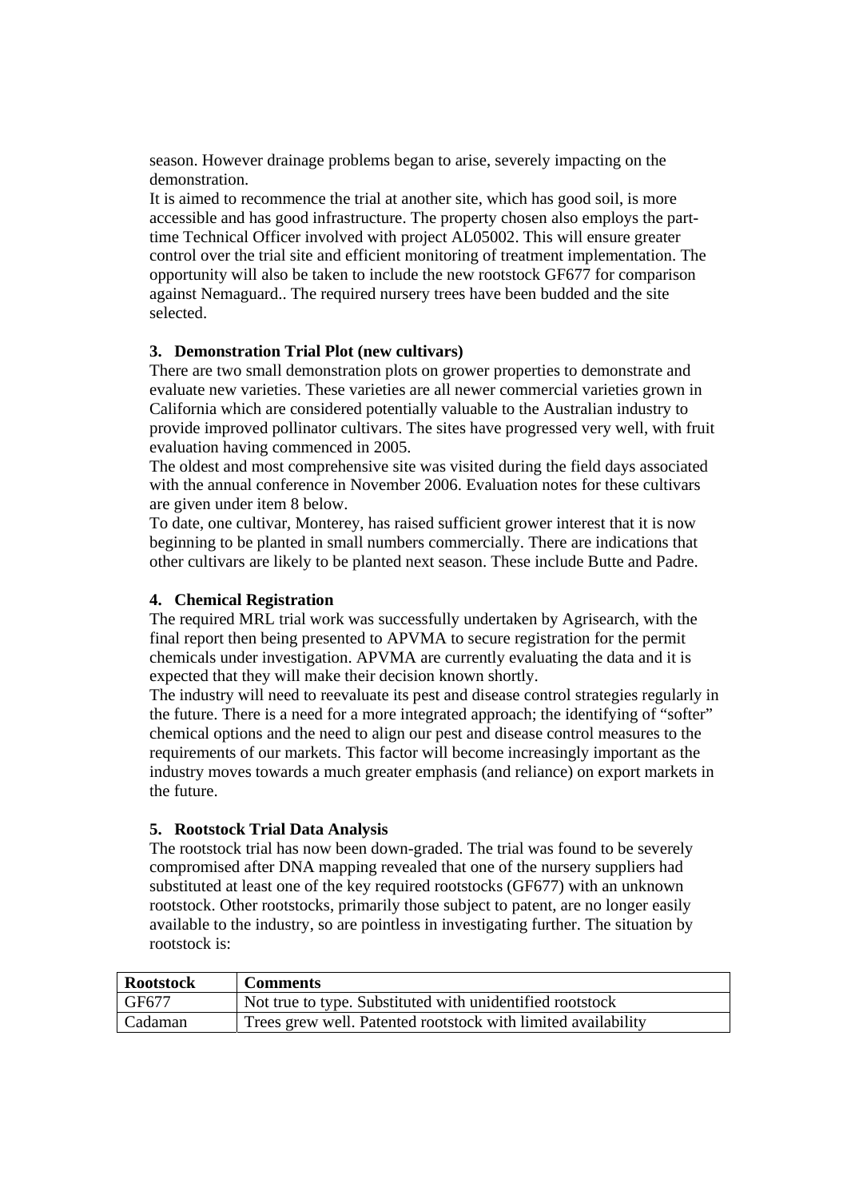season. However drainage problems began to arise, severely impacting on the demonstration.
It is aimed to recommence the trial at another site, which has good soil, is more accessible and has good infrastructure. The property chosen also employs the part-time Technical Officer involved with project AL05002. This will ensure greater control over the trial site and efficient monitoring of treatment implementation. The opportunity will also be taken to include the new rootstock GF677 for comparison against Nemaguard.. The required nursery trees have been budded and the site selected.

### 3. Demonstration Trial Plot (new cultivars)

There are two small demonstration plots on grower properties to demonstrate and evaluate new varieties. These varieties are all newer commercial varieties grown in California which are considered potentially valuable to the Australian industry to provide improved pollinator cultivars. The sites have progressed very well, with fruit evaluation having commenced in 2005.
The oldest and most comprehensive site was visited during the field days associated with the annual conference in November 2006. Evaluation notes for these cultivars are given under item 8 below.
To date, one cultivar, Monterey, has raised sufficient grower interest that it is now beginning to be planted in small numbers commercially. There are indications that other cultivars are likely to be planted next season. These include Butte and Padre.

### 4. Chemical Registration

The required MRL trial work was successfully undertaken by Agrisearch, with the final report then being presented to APVMA to secure registration for the permit chemicals under investigation. APVMA are currently evaluating the data and it is expected that they will make their decision known shortly.
The industry will need to reevaluate its pest and disease control strategies regularly in the future. There is a need for a more integrated approach; the identifying of "softer" chemical options and the need to align our pest and disease control measures to the requirements of our markets. This factor will become increasingly important as the industry moves towards a much greater emphasis (and reliance) on export markets in the future.

### 5. Rootstock Trial Data Analysis

The rootstock trial has now been down-graded. The trial was found to be severely compromised after DNA mapping revealed that one of the nursery suppliers had substituted at least one of the key required rootstocks (GF677) with an unknown rootstock. Other rootstocks, primarily those subject to patent, are no longer easily available to the industry, so are pointless in investigating further. The situation by rootstock is:

| Rootstock | Comments |
|---|---|
| GF677 | Not true to type. Substituted with unidentified rootstock |
| Cadaman | Trees grew well. Patented rootstock with limited availability |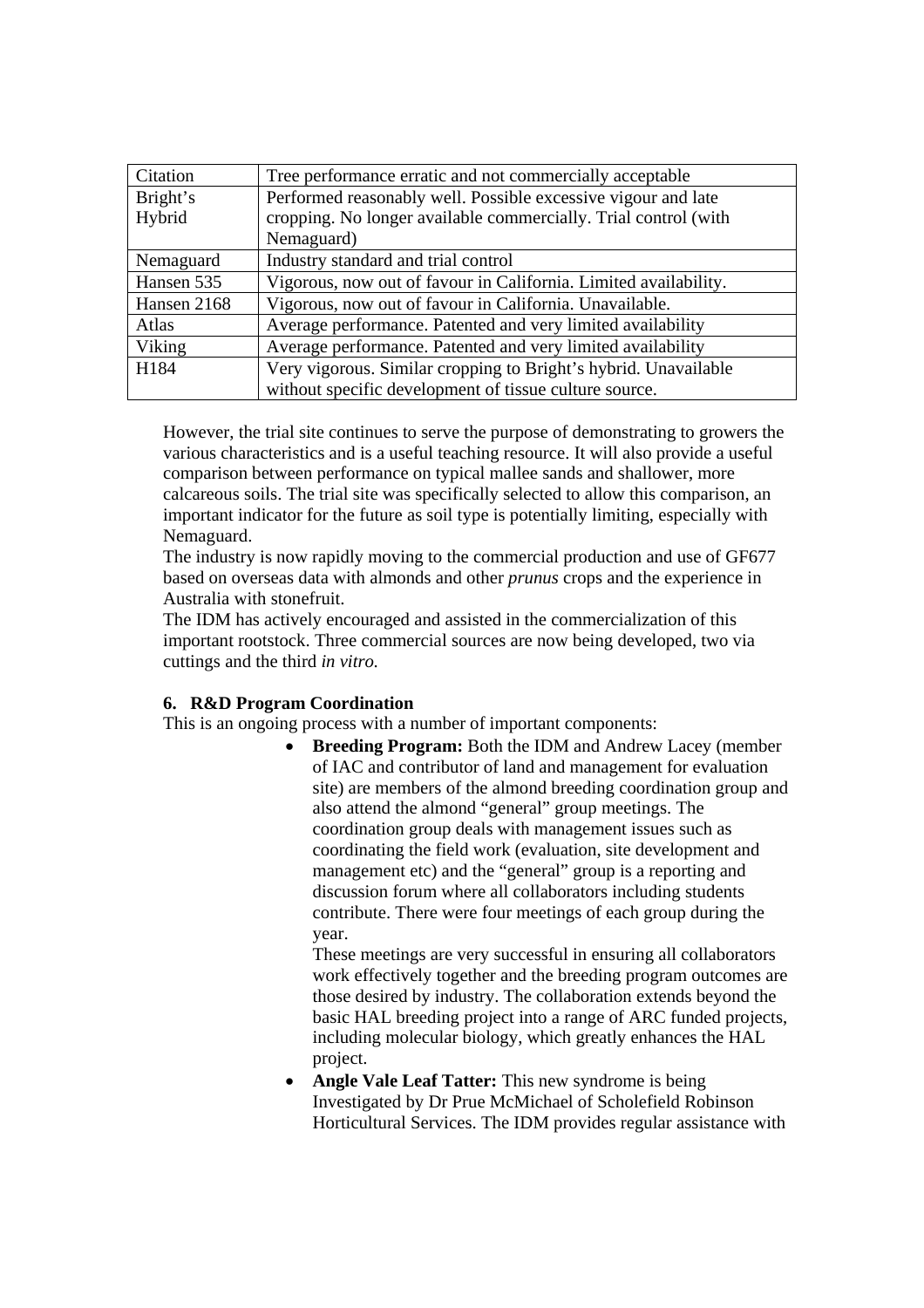| Citation | Tree performance erratic and not commercially acceptable |
|---|---|
| Bright's Hybrid | Performed reasonably well. Possible excessive vigour and late cropping. No longer available commercially. Trial control (with Nemaguard) |
| Nemaguard | Industry standard and trial control |
| Hansen 535 | Vigorous, now out of favour in California. Limited availability. |
| Hansen 2168 | Vigorous, now out of favour in California. Unavailable. |
| Atlas | Average performance. Patented and very limited availability |
| Viking | Average performance. Patented and very limited availability |
| H184 | Very vigorous. Similar cropping to Bright's hybrid. Unavailable without specific development of tissue culture source. |

However, the trial site continues to serve the purpose of demonstrating to growers the various characteristics and is a useful teaching resource. It will also provide a useful comparison between performance on typical mallee sands and shallower, more calcareous soils. The trial site was specifically selected to allow this comparison, an important indicator for the future as soil type is potentially limiting, especially with Nemaguard.

The industry is now rapidly moving to the commercial production and use of GF677 based on overseas data with almonds and other *prunus* crops and the experience in Australia with stonefruit.

The IDM has actively encouraged and assisted in the commercialization of this important rootstock. Three commercial sources are now being developed, two via cuttings and the third *in vitro.*

### 6. R&D Program Coordination

This is an ongoing process with a number of important components:

- **Breeding Program:** Both the IDM and Andrew Lacey (member of IAC and contributor of land and management for evaluation site) are members of the almond breeding coordination group and also attend the almond "general" group meetings. The coordination group deals with management issues such as coordinating the field work (evaluation, site development and management etc) and the "general" group is a reporting and discussion forum where all collaborators including students contribute. There were four meetings of each group during the year.

  These meetings are very successful in ensuring all collaborators work effectively together and the breeding program outcomes are those desired by industry. The collaboration extends beyond the basic HAL breeding project into a range of ARC funded projects, including molecular biology, which greatly enhances the HAL project.

- **Angle Vale Leaf Tatter:** This new syndrome is being Investigated by Dr Prue McMichael of Scholefield Robinson Horticultural Services. The IDM provides regular assistance with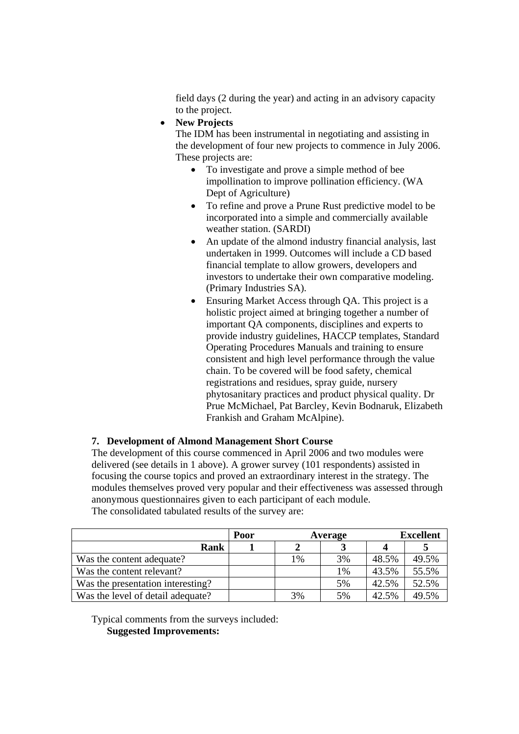field days (2 during the year) and acting in an advisory capacity to the project.

- **New Projects**
  The IDM has been instrumental in negotiating and assisting in the development of four new projects to commence in July 2006. These projects are:
  - To investigate and prove a simple method of bee impollination to improve pollination efficiency. (WA Dept of Agriculture)
  - To refine and prove a Prune Rust predictive model to be incorporated into a simple and commercially available weather station. (SARDI)
  - An update of the almond industry financial analysis, last undertaken in 1999. Outcomes will include a CD based financial template to allow growers, developers and investors to undertake their own comparative modeling. (Primary Industries SA).
  - Ensuring Market Access through QA. This project is a holistic project aimed at bringing together a number of important QA components, disciplines and experts to provide industry guidelines, HACCP templates, Standard Operating Procedures Manuals and training to ensure consistent and high level performance through the value chain. To be covered will be food safety, chemical registrations and residues, spray guide, nursery phytosanitary practices and product physical quality. Dr Prue McMichael, Pat Barcley, Kevin Bodnaruk, Elizabeth Frankish and Graham McAlpine).

**7. Development of Almond Management Short Course**

The development of this course commenced in April 2006 and two modules were delivered (see details in 1 above). A grower survey (101 respondents) assisted in focusing the course topics and proved an extraordinary interest in the strategy. The modules themselves proved very popular and their effectiveness was assessed through anonymous questionnaires given to each participant of each module.
The consolidated tabulated results of the survey are:

| | **Poor** | | **Average** | | **Excellent** |
|---|---|---|---|---|---|
| **Rank** | **1** | **2** | **3** | **4** | **5** |
| Was the content adequate? | | 1% | 3% | 48.5% | 49.5% |
| Was the content relevant? | | | 1% | 43.5% | 55.5% |
| Was the presentation interesting? | | | 5% | 42.5% | 52.5% |
| Was the level of detail adequate? | | 3% | 5% | 42.5% | 49.5% |

Typical comments from the surveys included:

**Suggested Improvements:**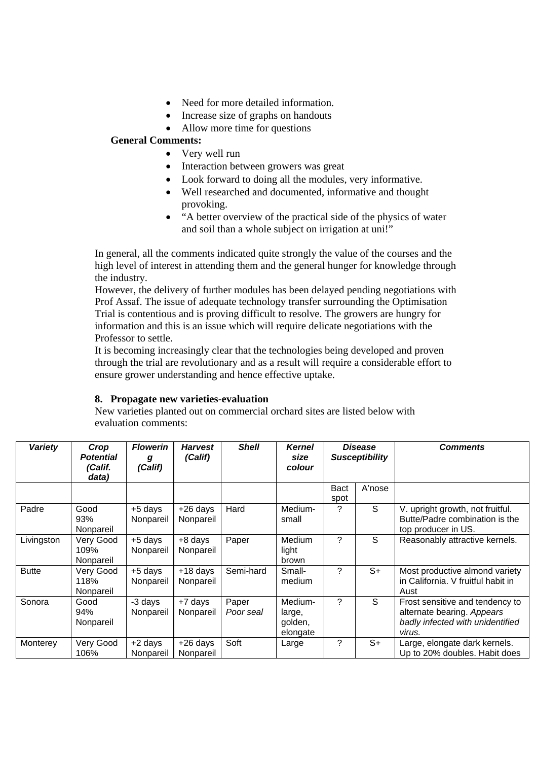- Need for more detailed information.
- Increase size of graphs on handouts
- Allow more time for questions

**General Comments:**

- Very well run
- Interaction between growers was great
- Look forward to doing all the modules, very informative.
- Well researched and documented, informative and thought provoking.
- "A better overview of the practical side of the physics of water and soil than a whole subject on irrigation at uni!"

In general, all the comments indicated quite strongly the value of the courses and the high level of interest in attending them and the general hunger for knowledge through the industry.

However, the delivery of further modules has been delayed pending negotiations with Prof Assaf. The issue of adequate technology transfer surrounding the Optimisation Trial is contentious and is proving difficult to resolve. The growers are hungry for information and this is an issue which will require delicate negotiations with the Professor to settle.

It is becoming increasingly clear that the technologies being developed and proven through the trial are revolutionary and as a result will require a considerable effort to ensure grower understanding and hence effective uptake.

### 8. Propagate new varieties-evaluation

New varieties planted out on commercial orchard sites are listed below with evaluation comments:

| ***Variety*** | ***Crop Potential (Calif. data)*** | ***Flowering (Calif)*** | ***Harvest (Calif)*** | ***Shell*** | ***Kernel size colour*** | ***Disease Susceptibility*** | | ***Comments*** |
|---|---|---|---|---|---|---|---|---|
| | | | | | | Bact spot | A'nose | |
| Padre | Good 93% Nonpareil | +5 days Nonpareil | +26 days Nonpareil | Hard | Medium-small | ? | S | V. upright growth, not fruitful. Butte/Padre combination is the top producer in US. |
| Livingston | Very Good 109% Nonpareil | +5 days Nonpareil | +8 days Nonpareil | Paper | Medium light brown | ? | S | Reasonably attractive kernels. |
| Butte | Very Good 118% Nonpareil | +5 days Nonpareil | +18 days Nonpareil | Semi-hard | Small-medium | ? | S+ | Most productive almond variety in California. V fruitful habit in Aust |
| Sonora | Good 94% Nonpareil | -3 days Nonpareil | +7 days Nonpareil | Paper *Poor seal* | Medium-large, golden, elongate | ? | S | Frost sensitive and tendency to alternate bearing. *Appears badly infected with unidentified virus.* |
| Monterey | Very Good 106% | +2 days Nonpareil | +26 days Nonpareil | Soft | Large | ? | S+ | Large, elongate dark kernels. Up to 20% doubles. Habit does |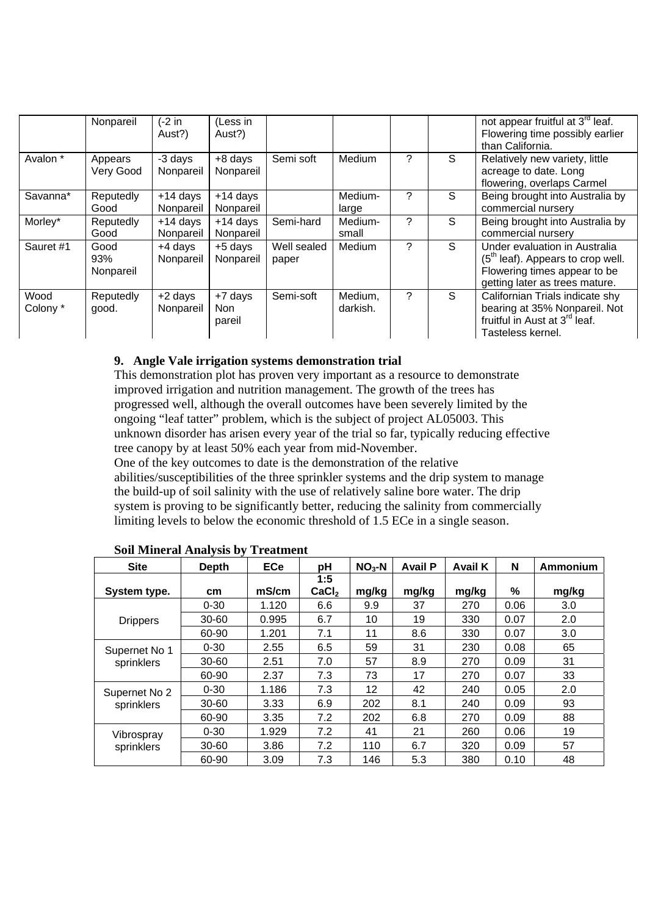|  | Nonpareil | (-2 in Aust?) | (Less in Aust?) |  |  |  |  | not appear fruitful at 3rd leaf. Flowering time possibly earlier than California. |
|---|---|---|---|---|---|---|---|---|
| Avalon * | Appears Very Good | -3 days Nonpareil | +8 days Nonpareil | Semi soft | Medium | ? | S | Relatively new variety, little acreage to date. Long flowering, overlaps Carmel |
| Savanna* | Reputedly Good | +14 days Nonpareil | +14 days Nonpareil |  | Medium-large | ? | S | Being brought into Australia by commercial nursery |
| Morley* | Reputedly Good | +14 days Nonpareil | +14 days Nonpareil | Semi-hard | Medium-small | ? | S | Being brought into Australia by commercial nursery |
| Sauret #1 | Good 93% Nonpareil | +4 days Nonpareil | +5 days Nonpareil | Well sealed paper | Medium | ? | S | Under evaluation in Australia (5th leaf). Appears to crop well. Flowering times appear to be getting later as trees mature. |
| Wood Colony * | Reputedly good. | +2 days Nonpareil | +7 days Non pareil | Semi-soft | Medium, darkish. | ? | S | Californian Trials indicate shy bearing at 35% Nonpareil. Not fruitful in Aust at 3rd leaf. Tasteless kernel. |

## 9. Angle Vale irrigation systems demonstration trial

This demonstration plot has proven very important as a resource to demonstrate improved irrigation and nutrition management. The growth of the trees has progressed well, although the overall outcomes have been severely limited by the ongoing "leaf tatter" problem, which is the subject of project AL05003. This unknown disorder has arisen every year of the trial so far, typically reducing effective tree canopy by at least 50% each year from mid-November.

One of the key outcomes to date is the demonstration of the relative abilities/susceptibilities of the three sprinkler systems and the drip system to manage the build-up of soil salinity with the use of relatively saline bore water. The drip system is proving to be significantly better, reducing the salinity from commercially limiting levels to below the economic threshold of 1.5 ECe in a single season.

**Soil Mineral Analysis by Treatment**

| Site | Depth | ECe | pH | $NO_3$-N | Avail P | Avail K | N | Ammonium |
|---|---|---|---|---|---|---|---|---|
| System type. | cm | mS/cm | 1:5 $CaCl_2$ | mg/kg | mg/kg | mg/kg | % | mg/kg |
| Drippers | 0-30 | 1.120 | 6.6 | 9.9 | 37 | 270 | 0.06 | 3.0 |
|  | 30-60 | 0.995 | 6.7 | 10 | 19 | 330 | 0.07 | 2.0 |
|  | 60-90 | 1.201 | 7.1 | 11 | 8.6 | 330 | 0.07 | 3.0 |
| Supernet No 1 sprinklers | 0-30 | 2.55 | 6.5 | 59 | 31 | 230 | 0.08 | 65 |
|  | 30-60 | 2.51 | 7.0 | 57 | 8.9 | 270 | 0.09 | 31 |
|  | 60-90 | 2.37 | 7.3 | 73 | 17 | 270 | 0.07 | 33 |
| Supernet No 2 sprinklers | 0-30 | 1.186 | 7.3 | 12 | 42 | 240 | 0.05 | 2.0 |
|  | 30-60 | 3.33 | 6.9 | 202 | 8.1 | 240 | 0.09 | 93 |
|  | 60-90 | 3.35 | 7.2 | 202 | 6.8 | 270 | 0.09 | 88 |
| Vibrospray sprinklers | 0-30 | 1.929 | 7.2 | 41 | 21 | 260 | 0.06 | 19 |
|  | 30-60 | 3.86 | 7.2 | 110 | 6.7 | 320 | 0.09 | 57 |
|  | 60-90 | 3.09 | 7.3 | 146 | 5.3 | 380 | 0.10 | 48 |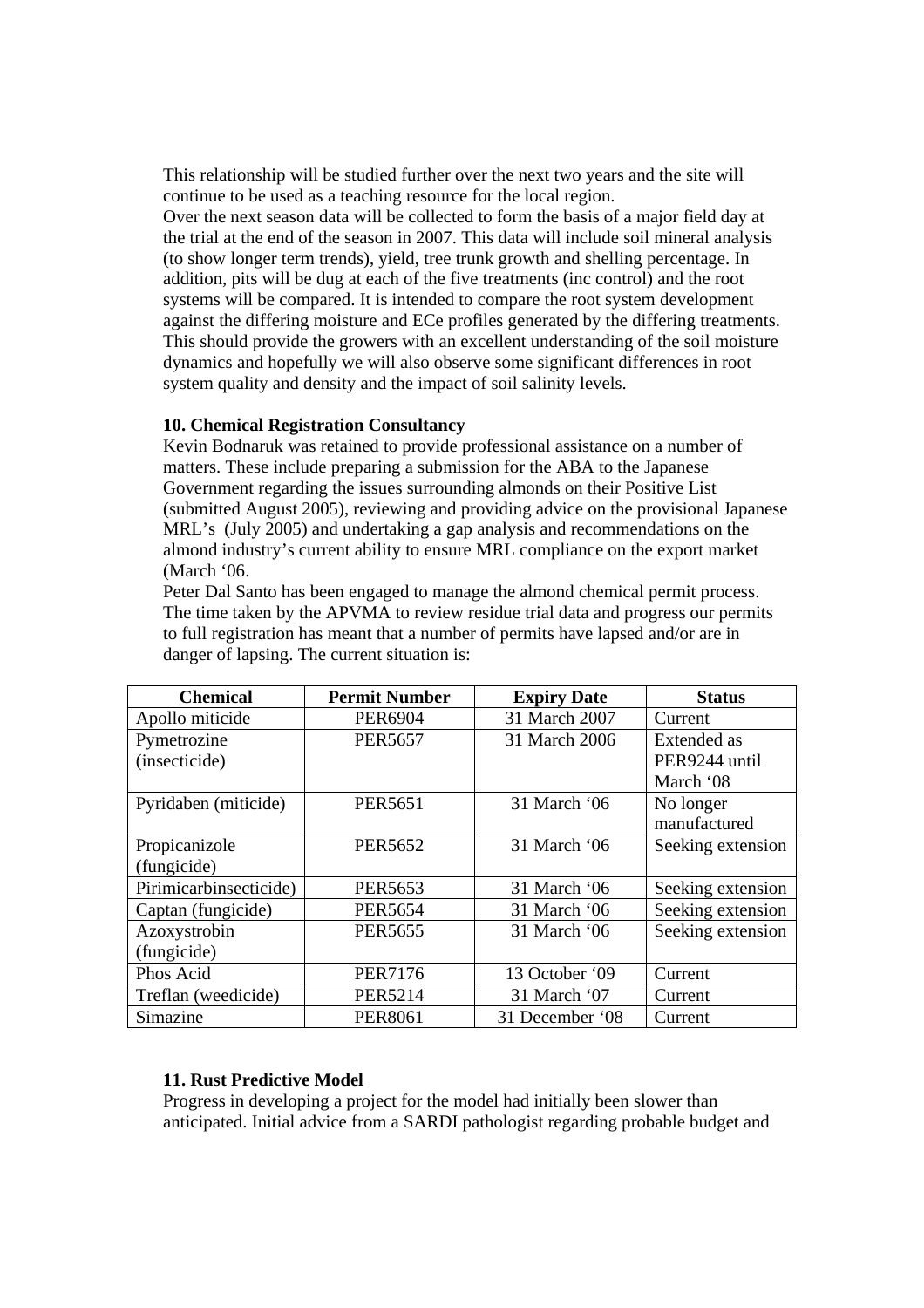This relationship will be studied further over the next two years and the site will continue to be used as a teaching resource for the local region.
Over the next season data will be collected to form the basis of a major field day at the trial at the end of the season in 2007. This data will include soil mineral analysis (to show longer term trends), yield, tree trunk growth and shelling percentage. In addition, pits will be dug at each of the five treatments (inc control) and the root systems will be compared. It is intended to compare the root system development against the differing moisture and ECe profiles generated by the differing treatments. This should provide the growers with an excellent understanding of the soil moisture dynamics and hopefully we will also observe some significant differences in root system quality and density and the impact of soil salinity levels.

**10. Chemical Registration Consultancy**
Kevin Bodnaruk was retained to provide professional assistance on a number of matters. These include preparing a submission for the ABA to the Japanese Government regarding the issues surrounding almonds on their Positive List (submitted August 2005), reviewing and providing advice on the provisional Japanese MRL's (July 2005) and undertaking a gap analysis and recommendations on the almond industry's current ability to ensure MRL compliance on the export market (March '06.
Peter Dal Santo has been engaged to manage the almond chemical permit process. The time taken by the APVMA to review residue trial data and progress our permits to full registration has meant that a number of permits have lapsed and/or are in danger of lapsing. The current situation is:

| Chemical | Permit Number | Expiry Date | Status |
|---|---|---|---|
| Apollo miticide | PER6904 | 31 March 2007 | Current |
| Pymetrozine (insecticide) | PER5657 | 31 March 2006 | Extended as PER9244 until March '08 |
| Pyridaben (miticide) | PER5651 | 31 March '06 | No longer manufactured |
| Propicanizole (fungicide) | PER5652 | 31 March '06 | Seeking extension |
| Pirimicarbinsecticide) | PER5653 | 31 March '06 | Seeking extension |
| Captan (fungicide) | PER5654 | 31 March '06 | Seeking extension |
| Azoxystrobin (fungicide) | PER5655 | 31 March '06 | Seeking extension |
| Phos Acid | PER7176 | 13 October '09 | Current |
| Treflan (weedicide) | PER5214 | 31 March '07 | Current |
| Simazine | PER8061 | 31 December '08 | Current |

**11. Rust Predictive Model**
Progress in developing a project for the model had initially been slower than anticipated. Initial advice from a SARDI pathologist regarding probable budget and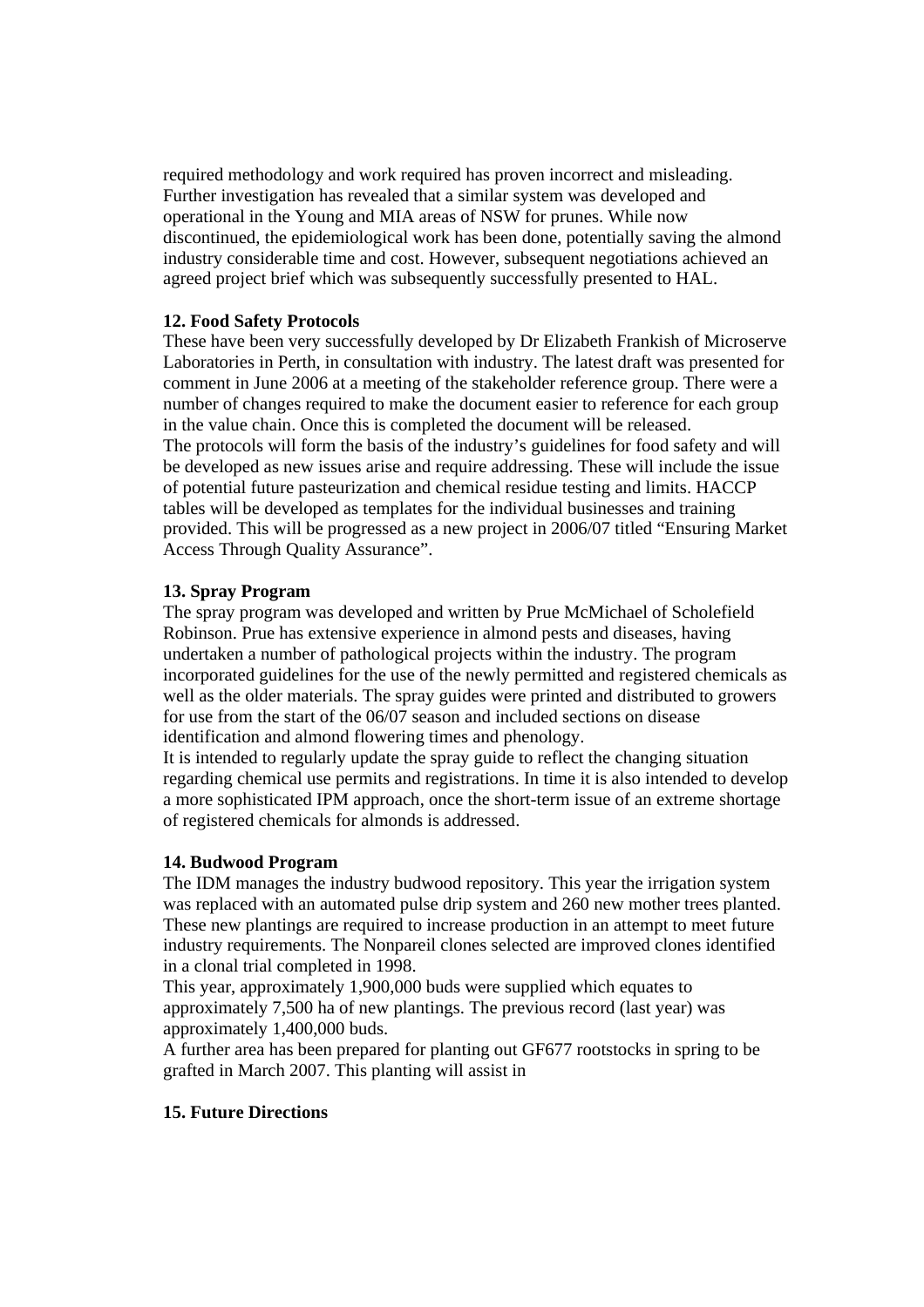required methodology and work required has proven incorrect and misleading. Further investigation has revealed that a similar system was developed and operational in the Young and MIA areas of NSW for prunes. While now discontinued, the epidemiological work has been done, potentially saving the almond industry considerable time and cost. However, subsequent negotiations achieved an agreed project brief which was subsequently successfully presented to HAL.

**12. Food Safety Protocols**

These have been very successfully developed by Dr Elizabeth Frankish of Microserve Laboratories in Perth, in consultation with industry. The latest draft was presented for comment in June 2006 at a meeting of the stakeholder reference group. There were a number of changes required to make the document easier to reference for each group in the value chain. Once this is completed the document will be released.
The protocols will form the basis of the industry's guidelines for food safety and will be developed as new issues arise and require addressing. These will include the issue of potential future pasteurization and chemical residue testing and limits. HACCP tables will be developed as templates for the individual businesses and training provided. This will be progressed as a new project in 2006/07 titled "Ensuring Market Access Through Quality Assurance".

**13. Spray Program**

The spray program was developed and written by Prue McMichael of Scholefield Robinson. Prue has extensive experience in almond pests and diseases, having undertaken a number of pathological projects within the industry. The program incorporated guidelines for the use of the newly permitted and registered chemicals as well as the older materials. The spray guides were printed and distributed to growers for use from the start of the 06/07 season and included sections on disease identification and almond flowering times and phenology.
It is intended to regularly update the spray guide to reflect the changing situation regarding chemical use permits and registrations. In time it is also intended to develop a more sophisticated IPM approach, once the short-term issue of an extreme shortage of registered chemicals for almonds is addressed.

**14. Budwood Program**

The IDM manages the industry budwood repository. This year the irrigation system was replaced with an automated pulse drip system and 260 new mother trees planted. These new plantings are required to increase production in an attempt to meet future industry requirements. The Nonpareil clones selected are improved clones identified in a clonal trial completed in 1998.
This year, approximately 1,900,000 buds were supplied which equates to approximately 7,500 ha of new plantings. The previous record (last year) was approximately 1,400,000 buds.
A further area has been prepared for planting out GF677 rootstocks in spring to be grafted in March 2007. This planting will assist in

**15. Future Directions**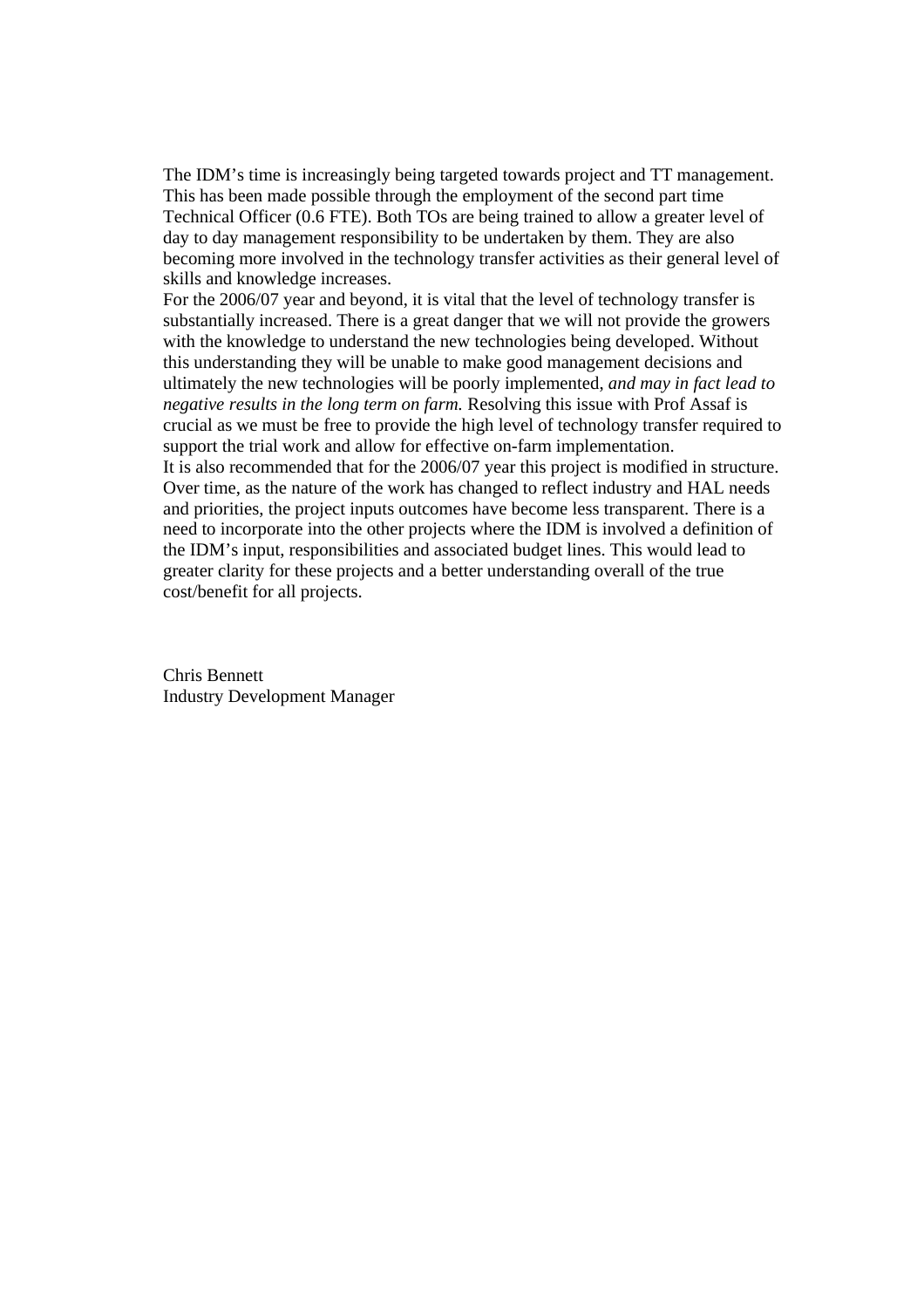The IDM's time is increasingly being targeted towards project and TT management. This has been made possible through the employment of the second part time Technical Officer (0.6 FTE). Both TOs are being trained to allow a greater level of day to day management responsibility to be undertaken by them. They are also becoming more involved in the technology transfer activities as their general level of skills and knowledge increases.

For the 2006/07 year and beyond, it is vital that the level of technology transfer is substantially increased. There is a great danger that we will not provide the growers with the knowledge to understand the new technologies being developed. Without this understanding they will be unable to make good management decisions and ultimately the new technologies will be poorly implemented, *and may in fact lead to negative results in the long term on farm.* Resolving this issue with Prof Assaf is crucial as we must be free to provide the high level of technology transfer required to support the trial work and allow for effective on-farm implementation.

It is also recommended that for the 2006/07 year this project is modified in structure. Over time, as the nature of the work has changed to reflect industry and HAL needs and priorities, the project inputs outcomes have become less transparent. There is a need to incorporate into the other projects where the IDM is involved a definition of the IDM's input, responsibilities and associated budget lines. This would lead to greater clarity for these projects and a better understanding overall of the true cost/benefit for all projects.

Chris Bennett  
Industry Development Manager